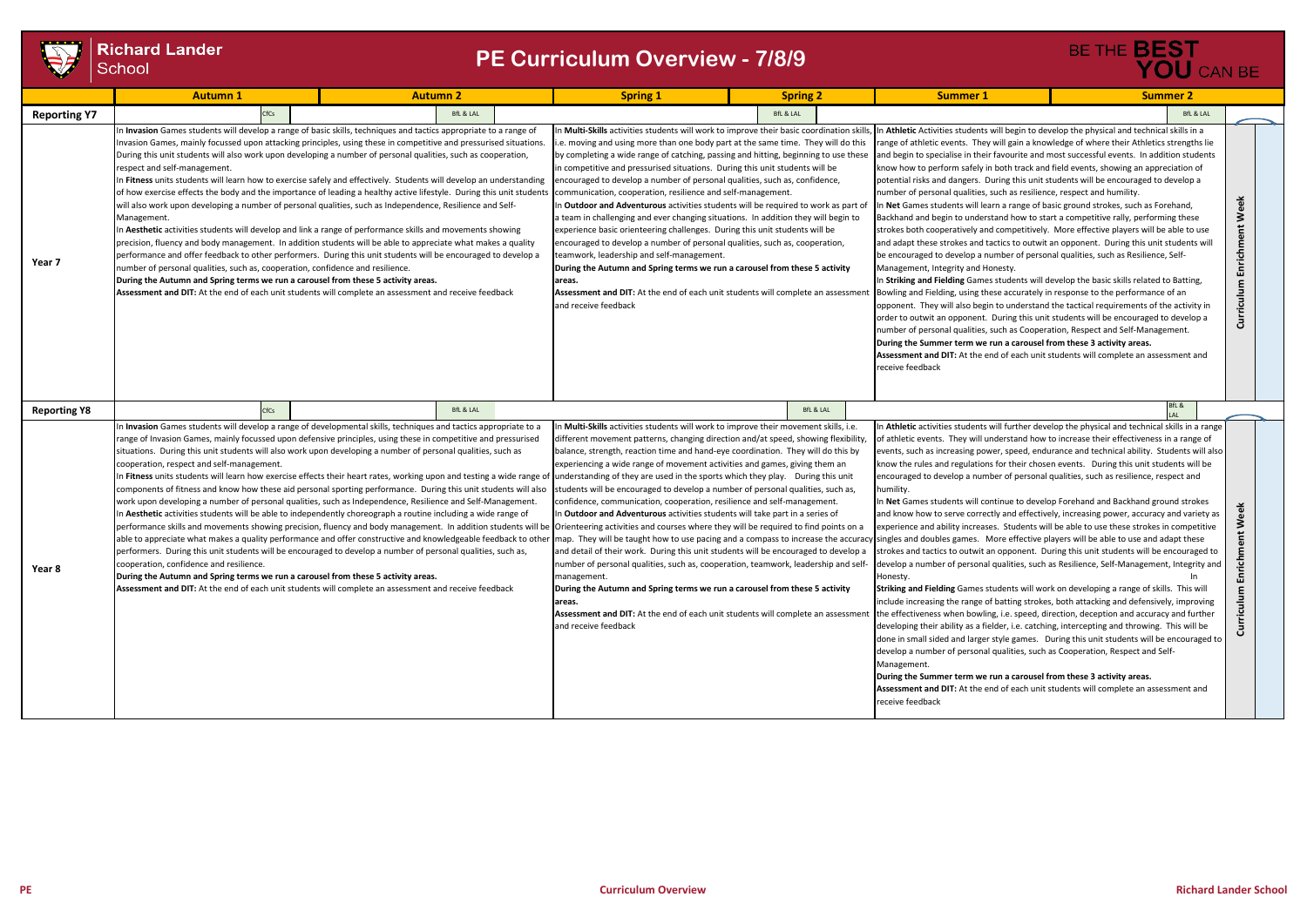# Richard Lander School

## PE Curriculum Overview - 7/8/9

BE THE **BEST YOU** CAN BE

| | Autumn 1 | Autumn 2 | Spring 1 | Spring 2 | Summer 1 | Summer 2 | |
|---|---|---|---|---|---|---|---|
| **Reporting Y7** | CfCs | BfL & LAL | | BfL & LAL | | BfL & LAL | |
| **Year 7** | In **Invasion** Games students will develop a range of basic skills, techniques and tactics appropriate to a range of Invasion Games, mainly focussed upon attacking principles, using these in competitive and pressurised situations. During this unit students will also work upon developing a number of personal qualities, such as cooperation, respect and self-management.<br>In **Fitness** units students will learn how to exercise safely and effectively. Students will develop an understanding of how exercise effects the body and the importance of leading a healthy active lifestyle. During this unit students will also work upon developing a number of personal qualities, such as Independence, Resilience and Self-Management.<br>In **Aesthetic** activities students will develop and link a range of performance skills and movements showing precision, fluency and body management. In addition students will be able to appreciate what makes a quality performance and offer feedback to other performers. During this unit students will be encouraged to develop a number of personal qualities, such as, cooperation, confidence and resilience.<br>**During the Autumn and Spring terms we run a carousel from these 5 activity areas.**<br>**Assessment and DIT:** At the end of each unit students will complete an assessment and receive feedback | | In **Multi-Skills** activities students will work to improve their basic coordination skills, i.e. moving and using more than one body part at the same time. They will do this by completing a wide range of catching, passing and hitting, beginning to use these in competitive and pressurised situations. During this unit students will be encouraged to develop a number of personal qualities, such as, confidence, communication, cooperation, resilience and self-management.<br>In **Outdoor and Adventurous** activities students will be required to work as part of a team in challenging and ever changing situations. In addition they will begin to experience basic orienteering challenges. During this unit students will be encouraged to develop a number of personal qualities, such as, cooperation, teamwork, leadership and self-management.<br>**During the Autumn and Spring terms we run a carousel from these 5 activity areas.**<br>**Assessment and DIT:** At the end of each unit students will complete an assessment and receive feedback | | In **Athletic** Activities students will begin to develop the physical and technical skills in a range of athletic events. They will gain a knowledge of where their Athletics strengths lie and begin to specialise in their favourite and most successful events. In addition students know how to perform safely in both track and field events, showing an appreciation of potential risks and dangers. During this unit students will be encouraged to develop a number of personal qualities, such as resilience, respect and humility.<br>In **Net** Games students will learn a range of basic ground strokes, such as Forehand, Backhand and begin to understand how to start a competitive rally, performing these strokes both cooperatively and competitively. More effective players will be able to use and adapt these strokes and tactics to outwit an opponent. During this unit students will be encouraged to develop a number of personal qualities, such as Resilience, Self-Management, Integrity and Honesty.<br>In **Striking and Fielding** Games students will develop the basic skills related to Batting, Bowling and Fielding, using these accurately in response to the performance of an opponent. They will also begin to understand the tactical requirements of the activity in order to outwit an opponent. During this unit students will be encouraged to develop a number of personal qualities, such as Cooperation, Respect and Self-Management.<br>**During the Summer term we run a carousel from these 3 activity areas.**<br>**Assessment and DIT:** At the end of each unit students will complete an assessment and receive feedback | | Curriculum Enrichment Week |
| **Reporting Y8** | CfCs | BfL & LAL | | BfL & LAL | | BfL & LAL | |
| **Year 8** | In **Invasion** Games students will develop a range of developmental skills, techniques and tactics appropriate to a range of Invasion Games, mainly focussed upon defensive principles, using these in competitive and pressurised situations. During this unit students will also work upon developing a number of personal qualities, such as cooperation, respect and self-management.<br>In **Fitness** units students will learn how exercise effects their heart rates, working upon and testing a wide range of components of fitness and know how these aid personal sporting performance. During this unit students will also work upon developing a number of personal qualities, such as Independence, Resilience and Self-Management.<br>In **Aesthetic** activities students will be able to independently choreograph a routine including a wide range of performance skills and movements showing precision, fluency and body management. In addition students will be able to appreciate what makes a quality performance and offer constructive and knowledgeable feedback to other performers. During this unit students will be encouraged to develop a number of personal qualities, such as, cooperation, confidence and resilience.<br>**During the Autumn and Spring terms we run a carousel from these 5 activity areas.**<br>**Assessment and DIT:** At the end of each unit students will complete an assessment and receive feedback | | In **Multi-Skills** activities students will work to improve their movement skills, i.e. different movement patterns, changing direction and/at speed, showing flexibility, balance, strength, reaction time and hand-eye coordination. They will do this by experiencing a wide range of movement activities and games, giving them an understanding of they are used in the sports which they play. During this unit students will be encouraged to develop a number of personal qualities, such as, confidence, communication, cooperation, resilience and self-management.<br>In **Outdoor and Adventurous** activities students will take part in a series of Orienteering activities and courses where they will be required to find points on a map. They will be taught how to use pacing and a compass to increase the accuracy and detail of their work. During this unit students will be encouraged to develop a number of personal qualities, such as, cooperation, teamwork, leadership and self-management.<br>**During the Autumn and Spring terms we run a carousel from these 5 activity areas.**<br>**Assessment and DIT:** At the end of each unit students will complete an assessment and receive feedback | | In **Athletic** activities students will further develop the physical and technical skills in a range of athletic events. They will understand how to increase their effectiveness in a range of events, such as increasing power, speed, endurance and technical ability. Students will also know the rules and regulations for their chosen events. During this unit students will be encouraged to develop a number of personal qualities, such as resilience, respect and humility.<br>In **Net** Games students will continue to develop Forehand and Backhand ground strokes and know how to serve correctly and effectively, increasing power, accuracy and variety as experience and ability increases. Students will be able to use these strokes in competitive singles and doubles games. More effective players will be able to use and adapt these strokes and tactics to outwit an opponent. During this unit students will be encouraged to develop a number of personal qualities, such as Resilience, Self-Management, Integrity and Honesty. In<br>**Striking and Fielding** Games students will work on developing a range of skills. This will include increasing the range of batting strokes, both attacking and defensively, improving the effectiveness when bowling, i.e. speed, direction, deception and accuracy and further developing their ability as a fielder, i.e. catching, intercepting and throwing. This will be done in small sided and larger style games. During this unit students will be encouraged to develop a number of personal qualities, such as Cooperation, Respect and Self-Management.<br>**During the Summer term we run a carousel from these 3 activity areas.**<br>**Assessment and DIT:** At the end of each unit students will complete an assessment and receive feedback | | Curriculum Enrichment Week |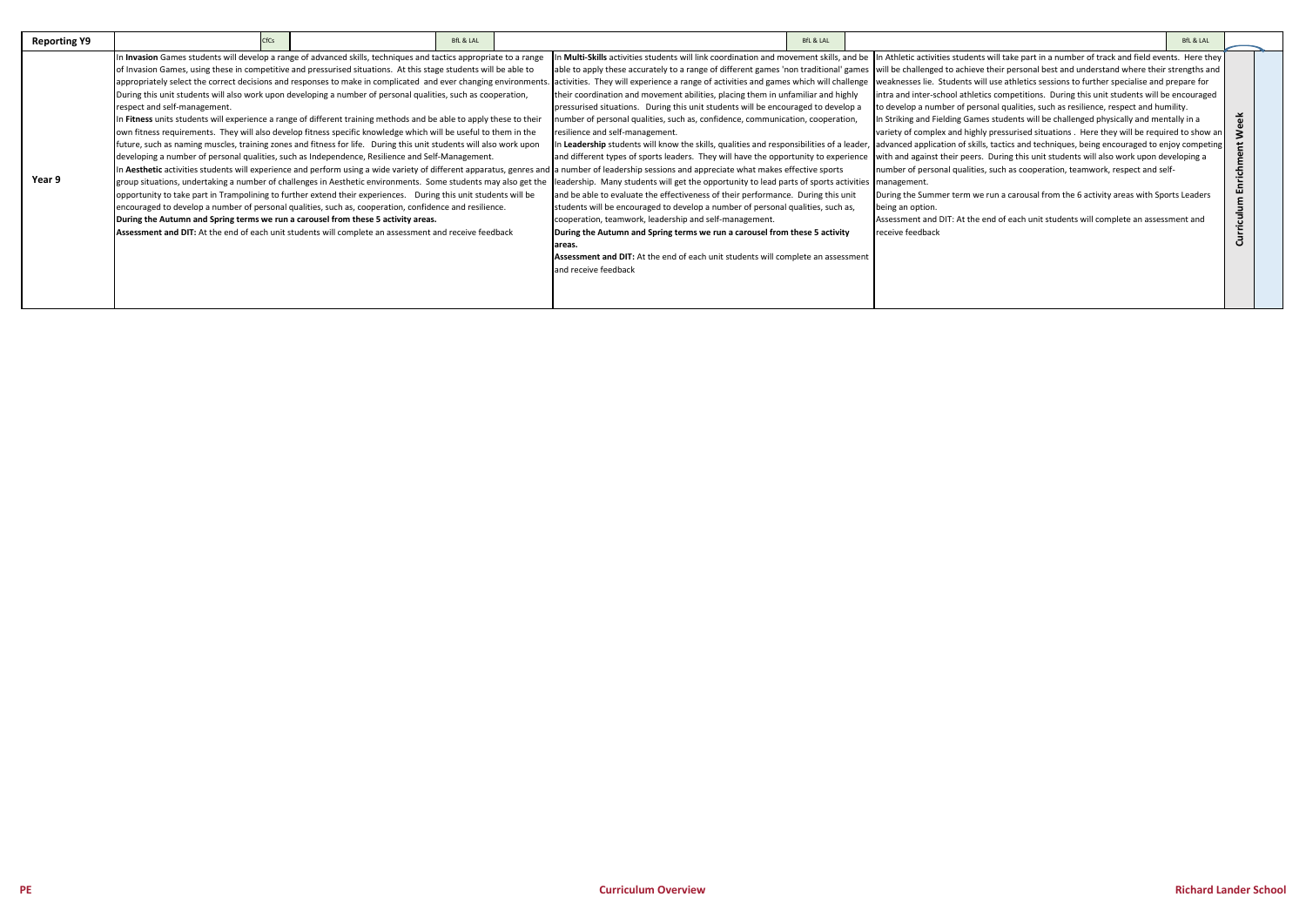| Reporting Y9 | CfCs | BfL & LAL | BfL & LAL | BfL & LAL | |
|---|---|---|---|---|---|
| Year 9 | In **Invasion** Games students will develop a range of advanced skills, techniques and tactics appropriate to a range of Invasion Games, using these in competitive and pressurised situations. At this stage students will be able to appropriately select the correct decisions and responses to make in complicated and ever changing environments. During this unit students will also work upon developing a number of personal qualities, such as cooperation, respect and self-management.<br>In **Fitness** units students will experience a range of different training methods and be able to apply these to their own fitness requirements. They will also develop fitness specific knowledge which will be useful to them in the future, such as naming muscles, training zones and fitness for life. During this unit students will also work upon developing a number of personal qualities, such as Independence, Resilience and Self-Management.<br>In **Aesthetic** activities students will experience and perform using a wide variety of different apparatus, genres and group situations, undertaking a number of challenges in Aesthetic environments. Some students may also get the opportunity to take part in Trampolining to further extend their experiences. During this unit students will be encouraged to develop a number of personal qualities, such as, cooperation, confidence and resilience.<br>**During the Autumn and Spring terms we run a carousel from these 5 activity areas.**<br>**Assessment and DIT:** At the end of each unit students will complete an assessment and receive feedback | | In **Multi-Skills** activities students will link coordination and movement skills, and be able to apply these accurately to a range of different games 'non traditional' games activities. They will experience a range of activities and games which will challenge their coordination and movement abilities, placing them in unfamiliar and highly pressurised situations. During this unit students will be encouraged to develop a number of personal qualities, such as, confidence, communication, cooperation, resilience and self-management.<br>In **Leadership** students will know the skills, qualities and responsibilities of a leader, and different types of sports leaders. They will have the opportunity to experience a number of leadership sessions and appreciate what makes effective sports leadership. Many students will get the opportunity to lead parts of sports activities and be able to evaluate the effectiveness of their performance. During this unit students will be encouraged to develop a number of personal qualities, such as, cooperation, teamwork, leadership and self-management.<br>**During the Autumn and Spring terms we run a carousel from these 5 activity areas.**<br>**Assessment and DIT:** At the end of each unit students will complete an assessment and receive feedback | In Athletic activities students will take part in a number of track and field events. Here they will be challenged to achieve their personal best and understand where their strengths and weaknesses lie. Students will use athletics sessions to further specialise and prepare for intra and inter-school athletics competitions. During this unit students will be encouraged to develop a number of personal qualities, such as resilience, respect and humility.<br>In Striking and Fielding Games students will be challenged physically and mentally in a variety of complex and highly pressurised situations . Here they will be required to show an advanced application of skills, tactics and techniques, being encouraged to enjoy competing with and against their peers. During this unit students will also work upon developing a number of personal qualities, such as cooperation, teamwork, respect and self-management.<br>During the Summer term we run a carousal from the 6 activity areas with Sports Leaders being an option.<br>Assessment and DIT: At the end of each unit students will complete an assessment and receive feedback | Curriculum Enrichment Week |

PE — Curriculum Overview — Richard Lander School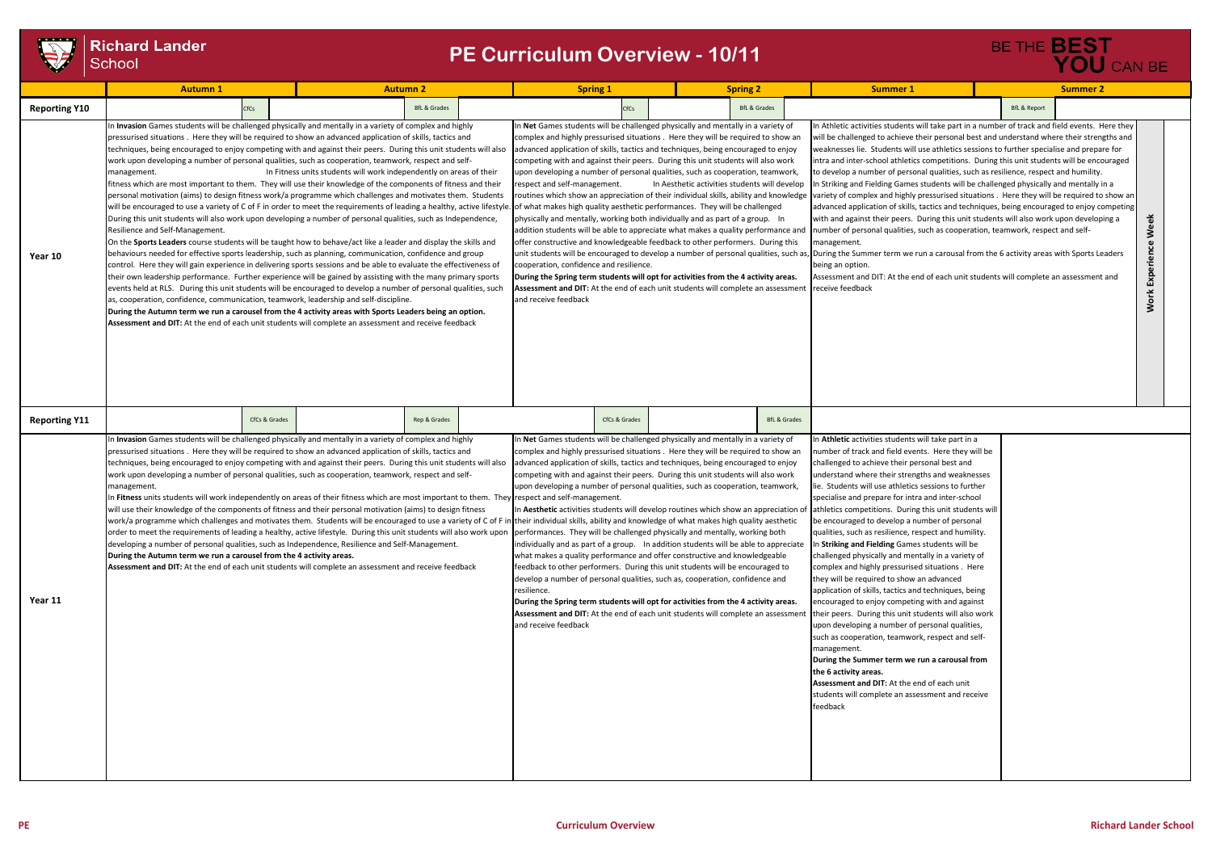# Richard Lander School

## PE Curriculum Overview - 10/11

BE THE **BEST YOU** CAN BE

| | Autumn 1 | Autumn 2 | Spring 1 | Spring 2 | Summer 1 | Summer 2 |
|---|---|---|---|---|---|---|
| **Reporting Y10** | CfCs | BfL & Grades | CfCs | BfL & Grades | | BfL & Report |
| **Year 10** | In **Invasion** Games students will be challenged physically and mentally in a variety of complex and highly pressurised situations . Here they will be required to show an advanced application of skills, tactics and techniques, being encouraged to enjoy competing with and against their peers. During this unit students will also work upon developing a number of personal qualities, such as cooperation, teamwork, respect and self-management. In Fitness units students will work independently on areas of their fitness which are most important to them. They will use their knowledge of the components of fitness and their personal motivation (aims) to design fitness work/a programme which challenges and motivates them. Students will be encouraged to use a variety of C of F in order to meet the requirements of leading a healthy, active lifestyle. During this unit students will also work upon developing a number of personal qualities, such as Independence, Resilience and Self-Management.<br>On the **Sports Leaders** course students will be taught how to behave/act like a leader and display the skills and behaviours needed for effective sports leadership, such as planning, communication, confidence and group control. Here they will gain experience in delivering sports sessions and be able to evaluate the effectiveness of their own leadership performance. Further experience will be gained by assisting with the many primary sports events held at RLS. During this unit students will be encouraged to develop a number of personal qualities, such as, cooperation, confidence, communication, teamwork, leadership and self-discipline.<br>**During the Autumn term we run a carousel from the 4 activity areas with Sports Leaders being an option.**<br>**Assessment and DIT:** At the end of each unit students will complete an assessment and receive feedback | | In **Net** Games students will be challenged physically and mentally in a variety of complex and highly pressurised situations . Here they will be required to show an advanced application of skills, tactics and techniques, being encouraged to enjoy competing with and against their peers. During this unit students will also work upon developing a number of personal qualities, such as cooperation, teamwork, respect and self-management. In Aesthetic activities students will develop routines which show an appreciation of their individual skills, ability and knowledge of what makes high quality aesthetic performances. They will be challenged physically and mentally, working both individually and as part of a group. In addition students will be able to appreciate what makes a quality performance and offer constructive and knowledgeable feedback to other performers. During this unit students will be encouraged to develop a number of personal qualities, such as, cooperation, confidence and resilience.<br>**During the Spring term students will opt for activities from the 4 activity areas.**<br>**Assessment and DIT:** At the end of each unit students will complete an assessment and receive feedback | | In Athletic activities students will take part in a number of track and field events. Here they will be challenged to achieve their personal best and understand where their strengths and weaknesses lie. Students will use athletics sessions to further specialise and prepare for intra and inter-school athletics competitions. During this unit students will be encouraged to develop a number of personal qualities, such as resilience, respect and humility.<br>In Striking and Fielding Games students will be challenged physically and mentally in a variety of complex and highly pressurised situations . Here they will be required to show an advanced application of skills, tactics and techniques, being encouraged to enjoy competing with and against their peers. During this unit students will also work upon developing a number of personal qualities, such as cooperation, teamwork, respect and self-management.<br>During the Summer term we run a carousal from the 6 activity areas with Sports Leaders being an option.<br>Assessment and DIT: At the end of each unit students will complete an assessment and receive feedback | **Work Experience Week** |
| **Reporting Y11** | CfCs & Grades | Rep & Grades | CfCs & Grades | BfL & Grades | | |
| **Year 11** | In **Invasion** Games students will be challenged physically and mentally in a variety of complex and highly pressurised situations . Here they will be required to show an advanced application of skills, tactics and techniques, being encouraged to enjoy competing with and against their peers. During this unit students will also work upon developing a number of personal qualities, such as cooperation, teamwork, respect and self-management.<br>In **Fitness** units students will work independently on areas of their fitness which are most important to them. They will use their knowledge of the components of fitness and their personal motivation (aims) to design fitness work/a programme which challenges and motivates them. Students will be encouraged to use a variety of C of F in order to meet the requirements of leading a healthy, active lifestyle. During this unit students will also work upon developing a number of personal qualities, such as Independence, Resilience and Self-Management.<br>**During the Autumn term we run a carousel from the 4 activity areas.**<br>**Assessment and DIT:** At the end of each unit students will complete an assessment and receive feedback | | In **Net** Games students will be challenged physically and mentally in a variety of complex and highly pressurised situations . Here they will be required to show an advanced application of skills, tactics and techniques, being encouraged to enjoy competing with and against their peers. During this unit students will also work upon developing a number of personal qualities, such as cooperation, teamwork, respect and self-management.<br>In **Aesthetic** activities students will develop routines which show an appreciation of their individual skills, ability and knowledge of what makes high quality aesthetic performances. They will be challenged physically and mentally, working both individually and as part of a group. In addition students will be able to appreciate what makes a quality performance and offer constructive and knowledgeable feedback to other performers. During this unit students will be encouraged to develop a number of personal qualities, such as cooperation, confidence and resilience.<br>**During the Spring term students will opt for activities from the 4 activity areas.**<br>**Assessment and DIT:** At the end of each unit students will complete an assessment and receive feedback | | In **Athletic** activities students will take part in a number of track and field events. Here they will be challenged to achieve their personal best and understand where their strengths and weaknesses lie. Students will use athletics sessions to further specialise and prepare for intra and inter-school athletics competitions. During this unit students will be encouraged to develop a number of personal qualities, such as resilience, respect and humility.<br>In **Striking and Fielding** Games students will be challenged physically and mentally in a variety of complex and highly pressurised situations . Here they will be required to show an advanced application of skills, tactics and techniques, being encouraged to enjoy competing with and against their peers. During this unit students will also work upon developing a number of personal qualities, such as cooperation, teamwork, respect and self-management.<br>**During the Summer term we run a carousal from the 6 activity areas.**<br>**Assessment and DIT:** At the end of each unit students will complete an assessment and receive feedback | |